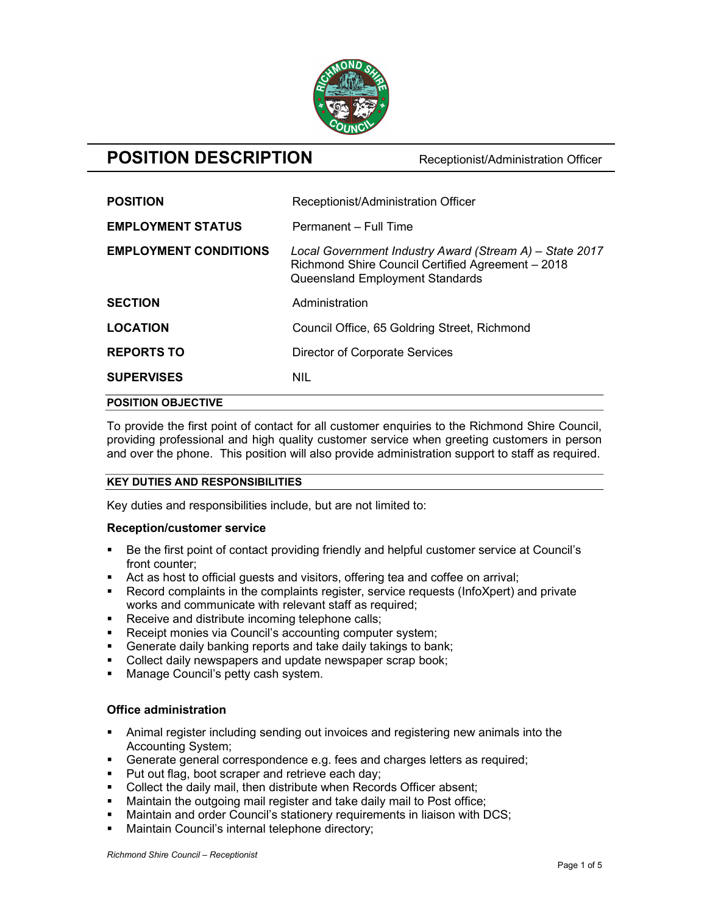# POSITION DESCRIPTION

Receptionist/Administration Officer

| | |
|---|---|
| **POSITION** | Receptionist/Administration Officer |
| **EMPLOYMENT STATUS** | Permanent – Full Time |
| **EMPLOYMENT CONDITIONS** | *Local Government Industry Award (Stream A) – State 2017*<br>Richmond Shire Council Certified Agreement – 2018<br>Queensland Employment Standards |
| **SECTION** | Administration |
| **LOCATION** | Council Office, 65 Goldring Street, Richmond |
| **REPORTS TO** | Director of Corporate Services |
| **SUPERVISES** | NIL |

## POSITION OBJECTIVE

To provide the first point of contact for all customer enquiries to the Richmond Shire Council, providing professional and high quality customer service when greeting customers in person and over the phone. This position will also provide administration support to staff as required.

## KEY DUTIES AND RESPONSIBILITIES

Key duties and responsibilities include, but are not limited to:

### Reception/customer service

- Be the first point of contact providing friendly and helpful customer service at Council's front counter;
- Act as host to official guests and visitors, offering tea and coffee on arrival;
- Record complaints in the complaints register, service requests (InfoXpert) and private works and communicate with relevant staff as required;
- Receive and distribute incoming telephone calls;
- Receipt monies via Council's accounting computer system;
- Generate daily banking reports and take daily takings to bank;
- Collect daily newspapers and update newspaper scrap book;
- Manage Council's petty cash system.

### Office administration

- Animal register including sending out invoices and registering new animals into the Accounting System;
- Generate general correspondence e.g. fees and charges letters as required;
- Put out flag, boot scraper and retrieve each day;
- Collect the daily mail, then distribute when Records Officer absent;
- Maintain the outgoing mail register and take daily mail to Post office;
- Maintain and order Council's stationery requirements in liaison with DCS;
- Maintain Council's internal telephone directory;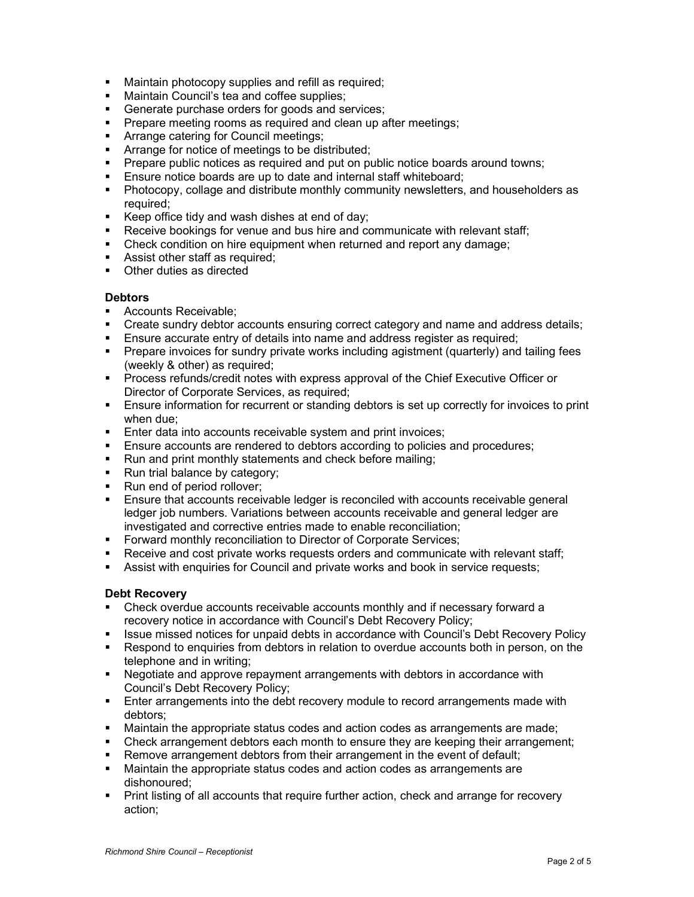- Maintain photocopy supplies and refill as required;
- Maintain Council's tea and coffee supplies;
- Generate purchase orders for goods and services;
- Prepare meeting rooms as required and clean up after meetings;
- Arrange catering for Council meetings;
- Arrange for notice of meetings to be distributed;
- Prepare public notices as required and put on public notice boards around towns;
- Ensure notice boards are up to date and internal staff whiteboard;
- Photocopy, collage and distribute monthly community newsletters, and householders as required;
- Keep office tidy and wash dishes at end of day;
- Receive bookings for venue and bus hire and communicate with relevant staff;
- Check condition on hire equipment when returned and report any damage;
- Assist other staff as required;
- Other duties as directed

**Debtors**

- Accounts Receivable;
- Create sundry debtor accounts ensuring correct category and name and address details;
- Ensure accurate entry of details into name and address register as required;
- Prepare invoices for sundry private works including agistment (quarterly) and tailing fees (weekly & other) as required;
- Process refunds/credit notes with express approval of the Chief Executive Officer or Director of Corporate Services, as required;
- Ensure information for recurrent or standing debtors is set up correctly for invoices to print when due;
- Enter data into accounts receivable system and print invoices;
- Ensure accounts are rendered to debtors according to policies and procedures;
- Run and print monthly statements and check before mailing;
- Run trial balance by category;
- Run end of period rollover;
- Ensure that accounts receivable ledger is reconciled with accounts receivable general ledger job numbers. Variations between accounts receivable and general ledger are investigated and corrective entries made to enable reconciliation;
- Forward monthly reconciliation to Director of Corporate Services;
- Receive and cost private works requests orders and communicate with relevant staff;
- Assist with enquiries for Council and private works and book in service requests;

**Debt Recovery**

- Check overdue accounts receivable accounts monthly and if necessary forward a recovery notice in accordance with Council's Debt Recovery Policy;
- Issue missed notices for unpaid debts in accordance with Council's Debt Recovery Policy
- Respond to enquiries from debtors in relation to overdue accounts both in person, on the telephone and in writing;
- Negotiate and approve repayment arrangements with debtors in accordance with Council's Debt Recovery Policy;
- Enter arrangements into the debt recovery module to record arrangements made with debtors;
- Maintain the appropriate status codes and action codes as arrangements are made;
- Check arrangement debtors each month to ensure they are keeping their arrangement;
- Remove arrangement debtors from their arrangement in the event of default;
- Maintain the appropriate status codes and action codes as arrangements are dishonoured;
- Print listing of all accounts that require further action, check and arrange for recovery action;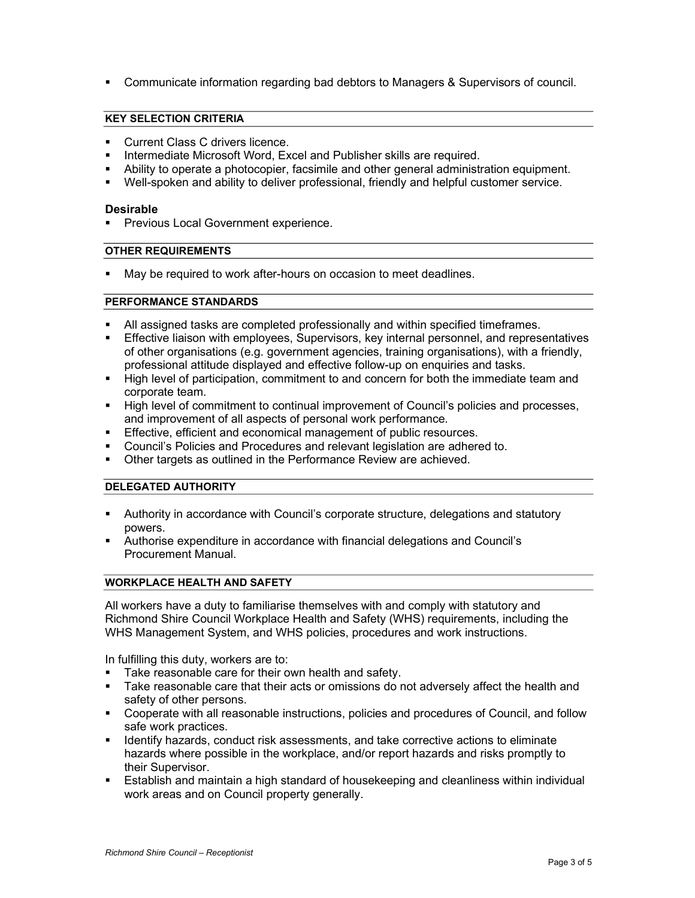- Communicate information regarding bad debtors to Managers & Supervisors of council.

## KEY SELECTION CRITERIA

- Current Class C drivers licence.
- Intermediate Microsoft Word, Excel and Publisher skills are required.
- Ability to operate a photocopier, facsimile and other general administration equipment.
- Well-spoken and ability to deliver professional, friendly and helpful customer service.

### Desirable

- Previous Local Government experience.

## OTHER REQUIREMENTS

- May be required to work after-hours on occasion to meet deadlines.

## PERFORMANCE STANDARDS

- All assigned tasks are completed professionally and within specified timeframes.
- Effective liaison with employees, Supervisors, key internal personnel, and representatives of other organisations (e.g. government agencies, training organisations), with a friendly, professional attitude displayed and effective follow-up on enquiries and tasks.
- High level of participation, commitment to and concern for both the immediate team and corporate team.
- High level of commitment to continual improvement of Council's policies and processes, and improvement of all aspects of personal work performance.
- Effective, efficient and economical management of public resources.
- Council's Policies and Procedures and relevant legislation are adhered to.
- Other targets as outlined in the Performance Review are achieved.

## DELEGATED AUTHORITY

- Authority in accordance with Council's corporate structure, delegations and statutory powers.
- Authorise expenditure in accordance with financial delegations and Council's Procurement Manual.

## WORKPLACE HEALTH AND SAFETY

All workers have a duty to familiarise themselves with and comply with statutory and Richmond Shire Council Workplace Health and Safety (WHS) requirements, including the WHS Management System, and WHS policies, procedures and work instructions.

In fulfilling this duty, workers are to:

- Take reasonable care for their own health and safety.
- Take reasonable care that their acts or omissions do not adversely affect the health and safety of other persons.
- Cooperate with all reasonable instructions, policies and procedures of Council, and follow safe work practices.
- Identify hazards, conduct risk assessments, and take corrective actions to eliminate hazards where possible in the workplace, and/or report hazards and risks promptly to their Supervisor.
- Establish and maintain a high standard of housekeeping and cleanliness within individual work areas and on Council property generally.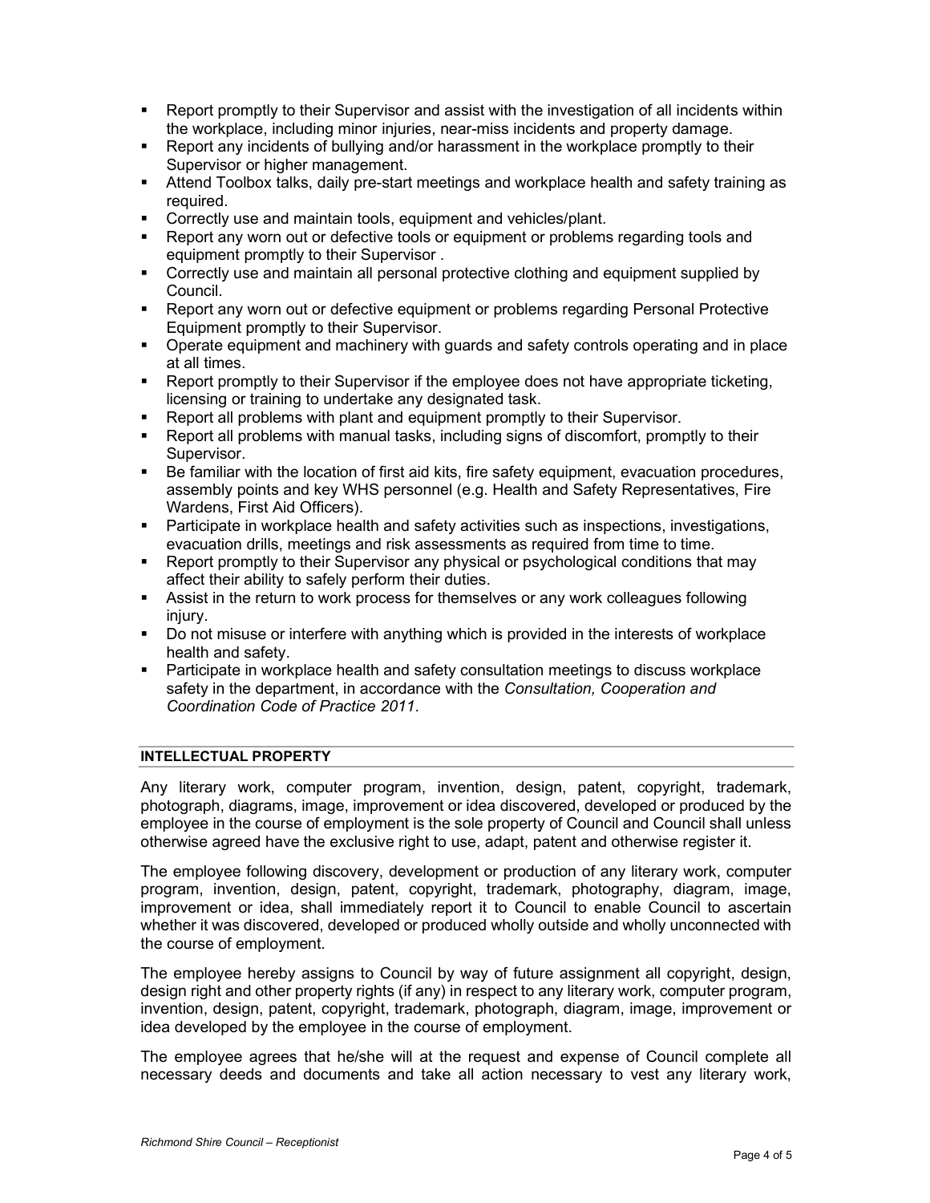- Report promptly to their Supervisor and assist with the investigation of all incidents within the workplace, including minor injuries, near-miss incidents and property damage.
- Report any incidents of bullying and/or harassment in the workplace promptly to their Supervisor or higher management.
- Attend Toolbox talks, daily pre-start meetings and workplace health and safety training as required.
- Correctly use and maintain tools, equipment and vehicles/plant.
- Report any worn out or defective tools or equipment or problems regarding tools and equipment promptly to their Supervisor .
- Correctly use and maintain all personal protective clothing and equipment supplied by Council.
- Report any worn out or defective equipment or problems regarding Personal Protective Equipment promptly to their Supervisor.
- Operate equipment and machinery with guards and safety controls operating and in place at all times.
- Report promptly to their Supervisor if the employee does not have appropriate ticketing, licensing or training to undertake any designated task.
- Report all problems with plant and equipment promptly to their Supervisor.
- Report all problems with manual tasks, including signs of discomfort, promptly to their Supervisor.
- Be familiar with the location of first aid kits, fire safety equipment, evacuation procedures, assembly points and key WHS personnel (e.g. Health and Safety Representatives, Fire Wardens, First Aid Officers).
- Participate in workplace health and safety activities such as inspections, investigations, evacuation drills, meetings and risk assessments as required from time to time.
- Report promptly to their Supervisor any physical or psychological conditions that may affect their ability to safely perform their duties.
- Assist in the return to work process for themselves or any work colleagues following injury.
- Do not misuse or interfere with anything which is provided in the interests of workplace health and safety.
- Participate in workplace health and safety consultation meetings to discuss workplace safety in the department, in accordance with the *Consultation, Cooperation and Coordination Code of Practice 2011*.

## INTELLECTUAL PROPERTY

Any literary work, computer program, invention, design, patent, copyright, trademark, photograph, diagrams, image, improvement or idea discovered, developed or produced by the employee in the course of employment is the sole property of Council and Council shall unless otherwise agreed have the exclusive right to use, adapt, patent and otherwise register it.

The employee following discovery, development or production of any literary work, computer program, invention, design, patent, copyright, trademark, photography, diagram, image, improvement or idea, shall immediately report it to Council to enable Council to ascertain whether it was discovered, developed or produced wholly outside and wholly unconnected with the course of employment.

The employee hereby assigns to Council by way of future assignment all copyright, design, design right and other property rights (if any) in respect to any literary work, computer program, invention, design, patent, copyright, trademark, photograph, diagram, image, improvement or idea developed by the employee in the course of employment.

The employee agrees that he/she will at the request and expense of Council complete all necessary deeds and documents and take all action necessary to vest any literary work,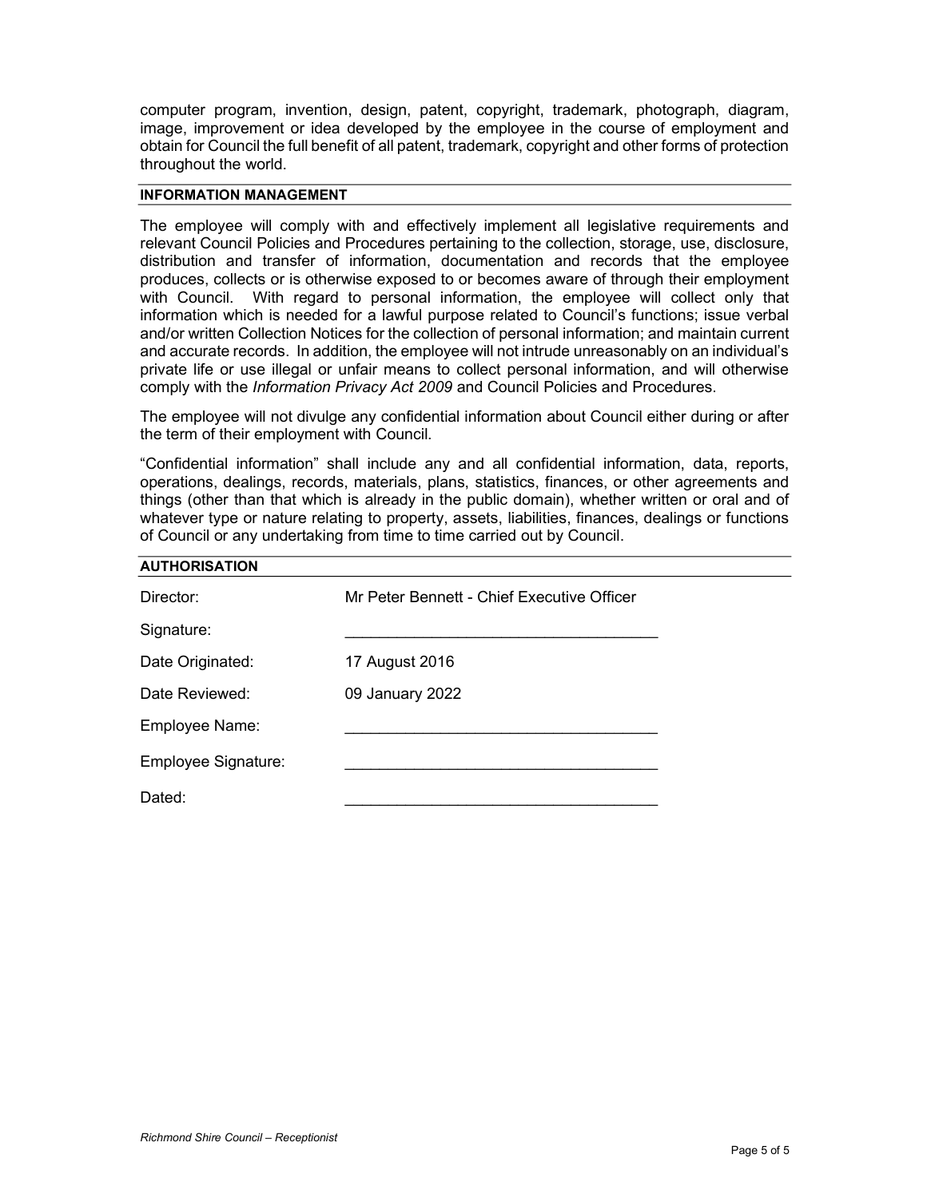computer program, invention, design, patent, copyright, trademark, photograph, diagram, image, improvement or idea developed by the employee in the course of employment and obtain for Council the full benefit of all patent, trademark, copyright and other forms of protection throughout the world.

**INFORMATION MANAGEMENT**

The employee will comply with and effectively implement all legislative requirements and relevant Council Policies and Procedures pertaining to the collection, storage, use, disclosure, distribution and transfer of information, documentation and records that the employee produces, collects or is otherwise exposed to or becomes aware of through their employment with Council. With regard to personal information, the employee will collect only that information which is needed for a lawful purpose related to Council's functions; issue verbal and/or written Collection Notices for the collection of personal information; and maintain current and accurate records. In addition, the employee will not intrude unreasonably on an individual's private life or use illegal or unfair means to collect personal information, and will otherwise comply with the *Information Privacy Act 2009* and Council Policies and Procedures.

The employee will not divulge any confidential information about Council either during or after the term of their employment with Council.

"Confidential information" shall include any and all confidential information, data, reports, operations, dealings, records, materials, plans, statistics, finances, or other agreements and things (other than that which is already in the public domain), whether written or oral and of whatever type or nature relating to property, assets, liabilities, finances, dealings or functions of Council or any undertaking from time to time carried out by Council.

**AUTHORISATION**

| | |
|---|---|
| Director: | Mr Peter Bennett - Chief Executive Officer |
| Signature: | ___________________________________ |
| Date Originated: | 17 August 2016 |
| Date Reviewed: | 09 January 2022 |
| Employee Name: | ___________________________________ |
| Employee Signature: | ___________________________________ |
| Dated: | ___________________________________ |

*Richmond Shire Council – Receptionist*